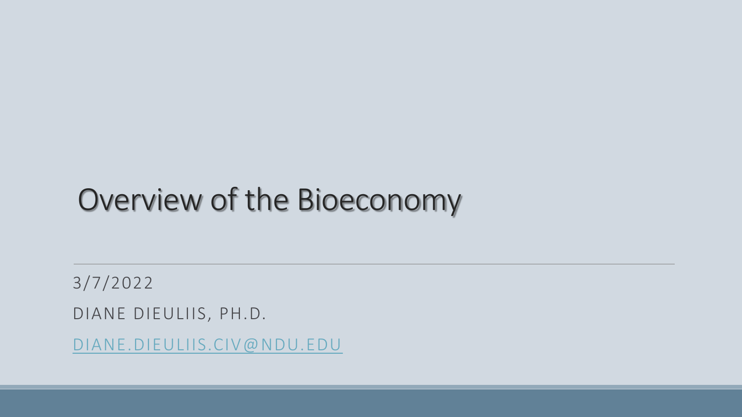# Overview of the Bioeconomy

3/7/2022

DIANE DIEULIIS, PH.D.

DIANE.DIEULIIS.CIV@NDU.EDU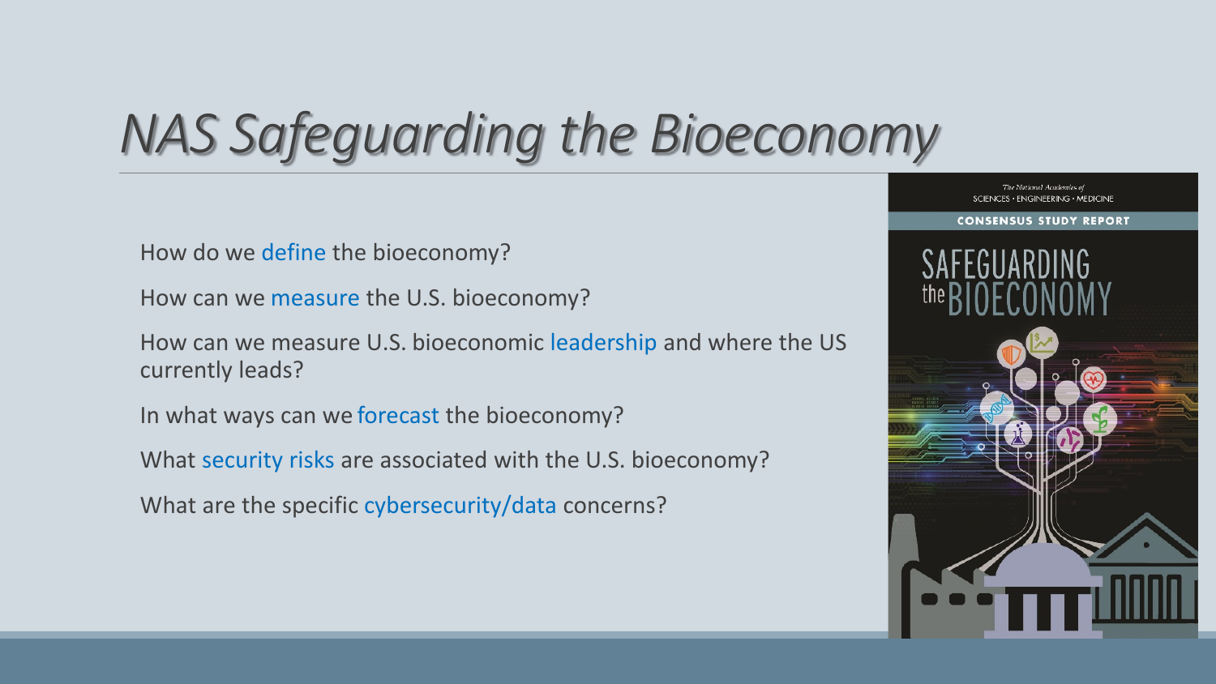# *NAS Safeguarding the Bioeconomy*

How do we define the bioeconomy?

How can we measure the U.S. bioeconomy?

How can we measure U.S. bioeconomic leadership and where the US currently leads?

In what ways can we forecast the bioeconomy?

What security risks are associated with the U.S. bioeconomy?

What are the specific cybersecurity/data concerns?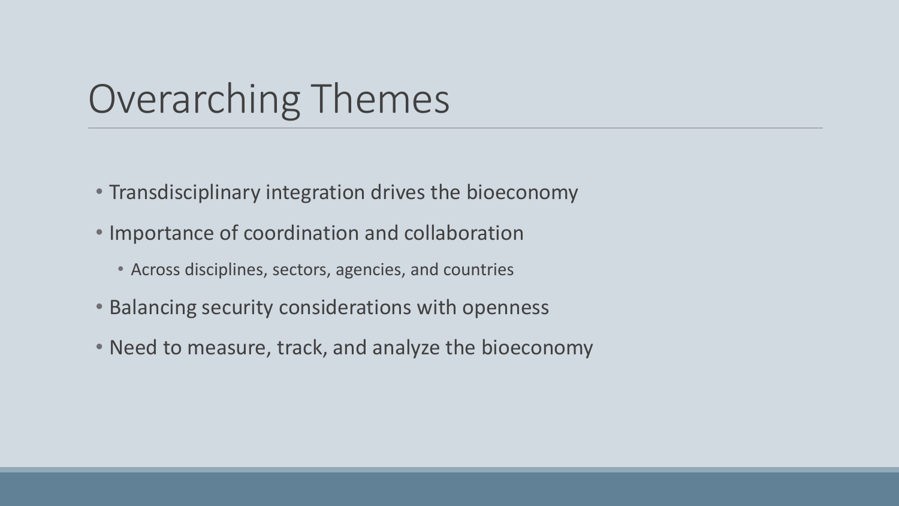# Overarching Themes

- Transdisciplinary integration drives the bioeconomy
- Importance of coordination and collaboration
  - Across disciplines, sectors, agencies, and countries
- Balancing security considerations with openness
- Need to measure, track, and analyze the bioeconomy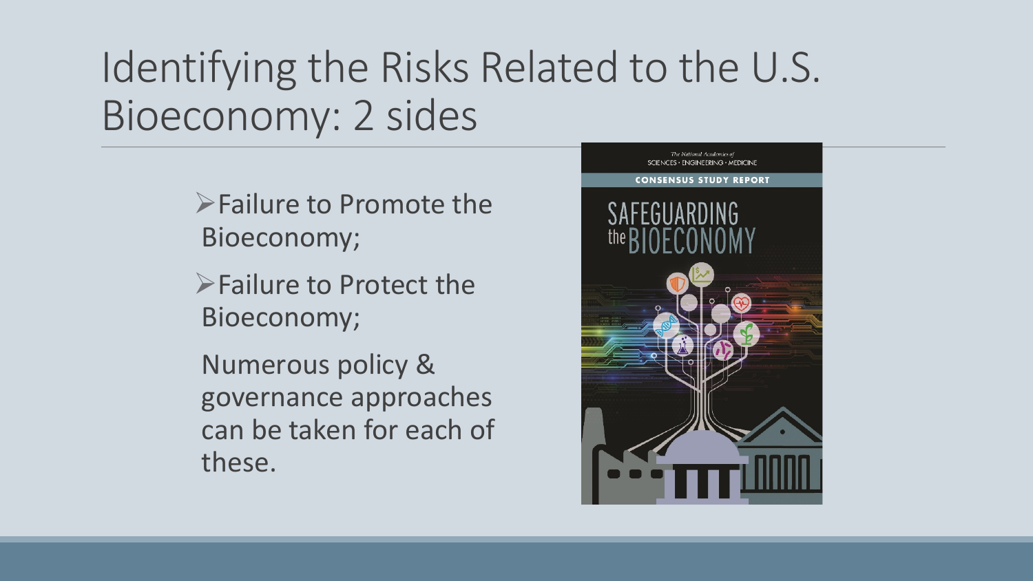# Identifying the Risks Related to the U.S. Bioeconomy: 2 sides

- Failure to Promote the Bioeconomy;
- Failure to Protect the Bioeconomy;

Numerous policy & governance approaches can be taken for each of these.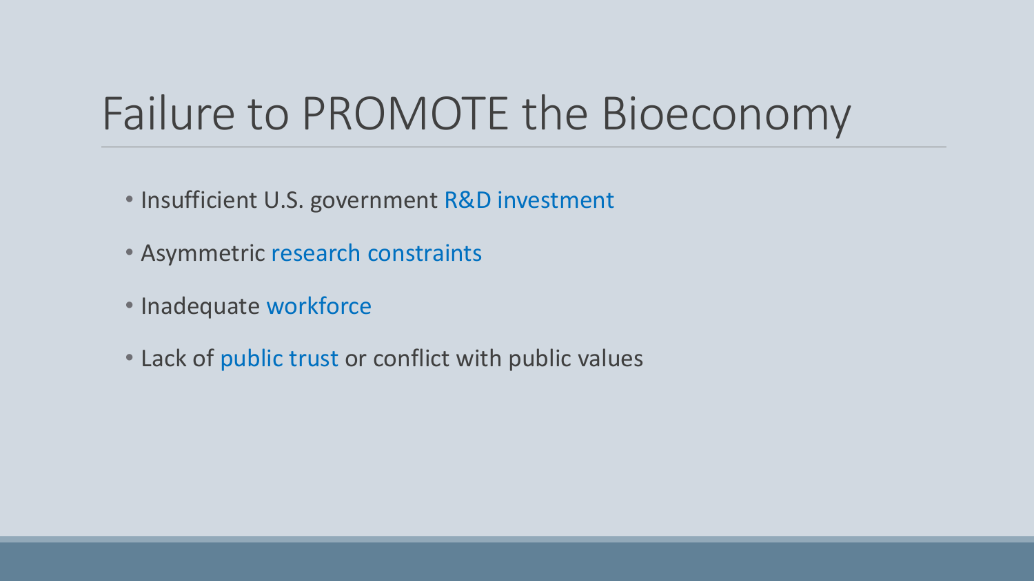# Failure to PROMOTE the Bioeconomy

- Insufficient U.S. government R&D investment
- Asymmetric research constraints
- Inadequate workforce
- Lack of public trust or conflict with public values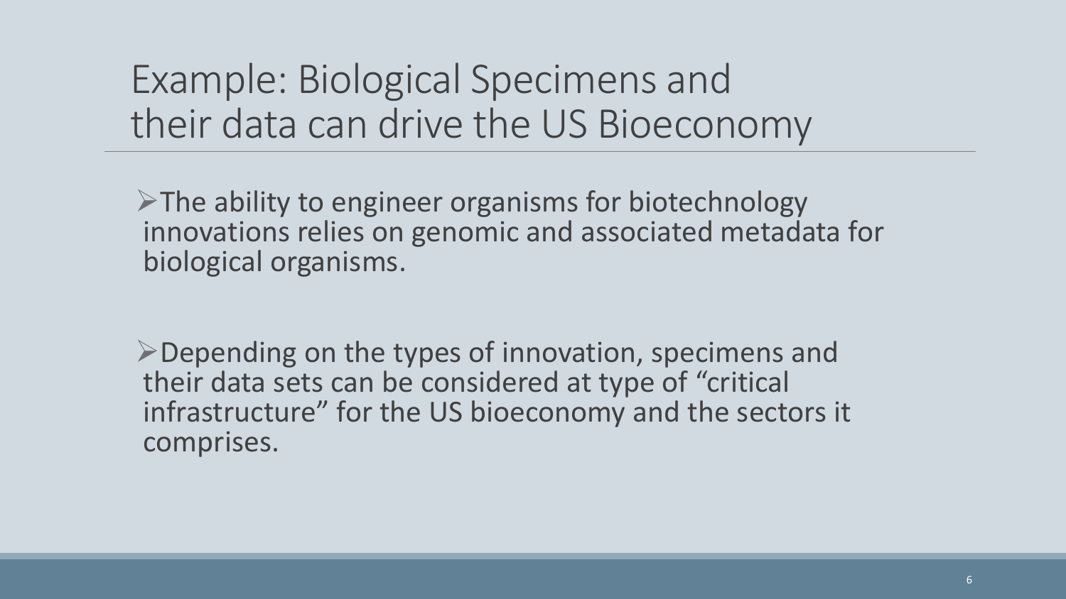# Example: Biological Specimens and their data can drive the US Bioeconomy

- The ability to engineer organisms for biotechnology innovations relies on genomic and associated metadata for biological organisms.

- Depending on the types of innovation, specimens and their data sets can be considered at type of "critical infrastructure" for the US bioeconomy and the sectors it comprises.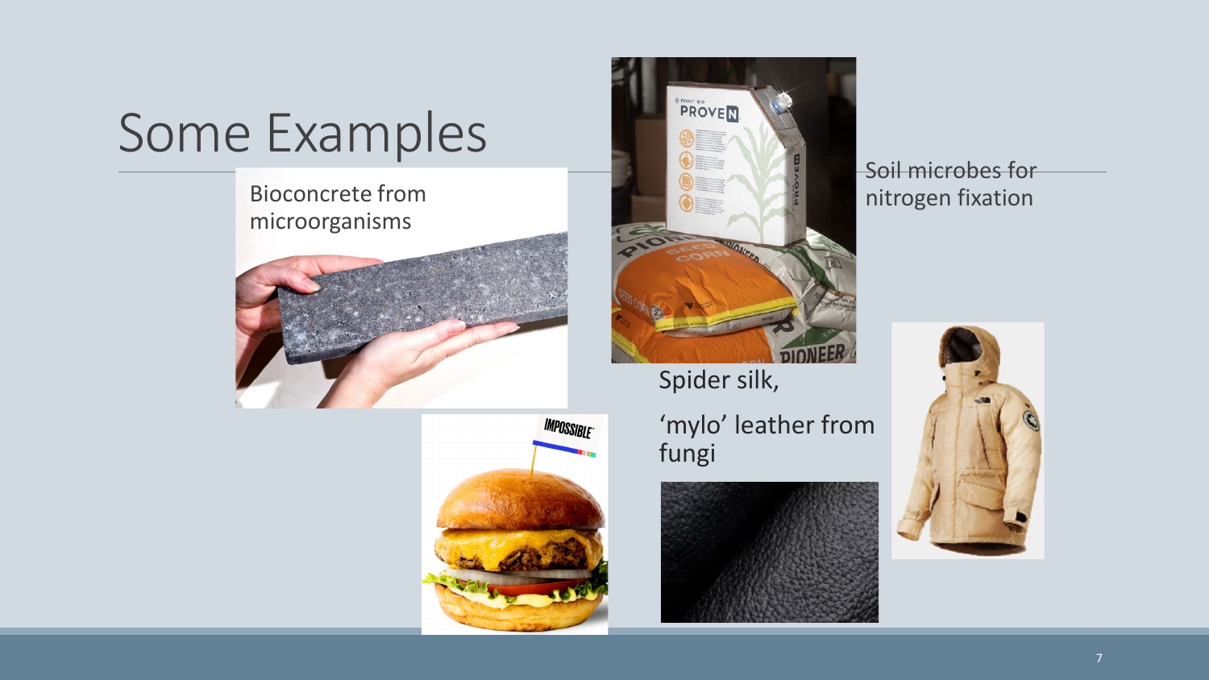# Some Examples

Bioconcrete from microorganisms

Soil microbes for nitrogen fixation

Spider silk,

'mylo' leather from fungi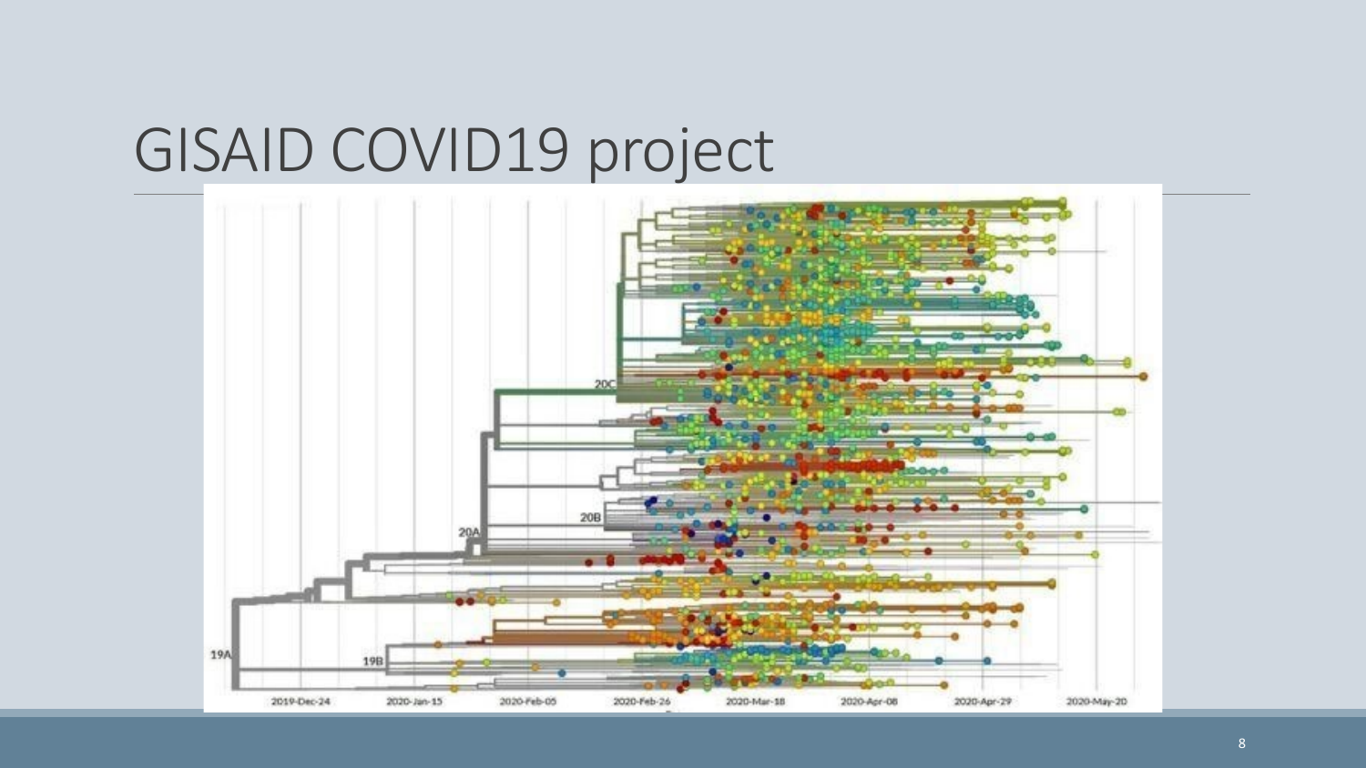# GISAID COVID19 project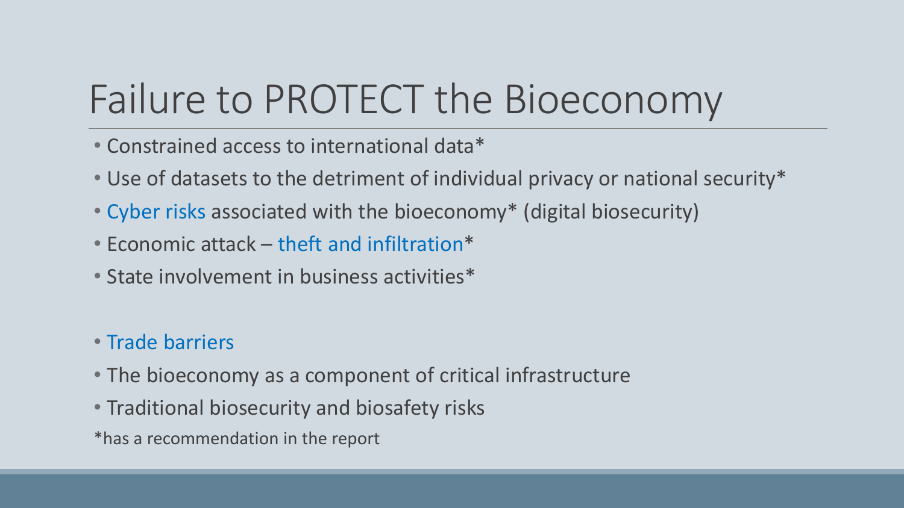# Failure to PROTECT the Bioeconomy

- Constrained access to international data*
- Use of datasets to the detriment of individual privacy or national security*
- Cyber risks associated with the bioeconomy* (digital biosecurity)
- Economic attack – theft and infiltration*
- State involvement in business activities*

- Trade barriers
- The bioeconomy as a component of critical infrastructure
- Traditional biosecurity and biosafety risks

*has a recommendation in the report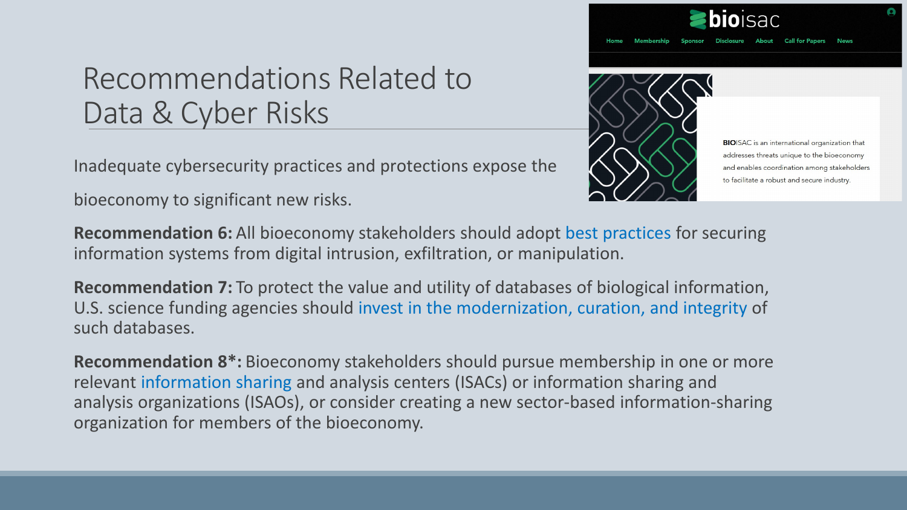# Recommendations Related to Data & Cyber Risks

bioisac

Home Membership Sponsor Disclosure About Call for Papers News

**BIO**ISAC is an international organization that addresses threats unique to the bioeconomy and enables coordination among stakeholders to facilitate a robust and secure industry.

Inadequate cybersecurity practices and protections expose the bioeconomy to significant new risks.

**Recommendation 6:** All bioeconomy stakeholders should adopt best practices for securing information systems from digital intrusion, exfiltration, or manipulation.

**Recommendation 7:** To protect the value and utility of databases of biological information, U.S. science funding agencies should invest in the modernization, curation, and integrity of such databases.

**Recommendation 8*:** Bioeconomy stakeholders should pursue membership in one or more relevant information sharing and analysis centers (ISACs) or information sharing and analysis organizations (ISAOs), or consider creating a new sector-based information-sharing organization for members of the bioeconomy.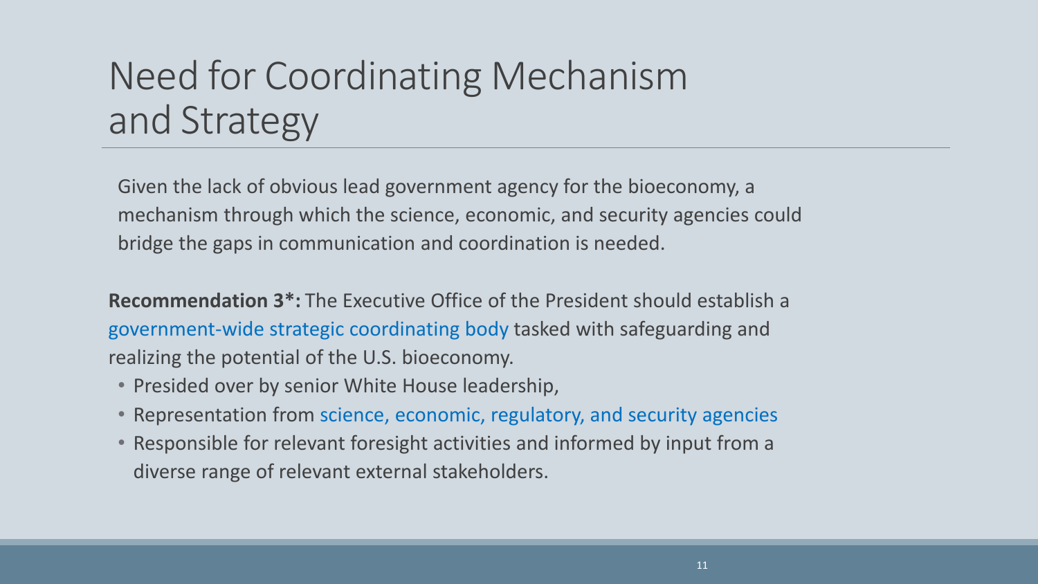# Need for Coordinating Mechanism and Strategy

Given the lack of obvious lead government agency for the bioeconomy, a mechanism through which the science, economic, and security agencies could bridge the gaps in communication and coordination is needed.

**Recommendation 3*:** The Executive Office of the President should establish a government-wide strategic coordinating body tasked with safeguarding and realizing the potential of the U.S. bioeconomy.

- Presided over by senior White House leadership,
- Representation from science, economic, regulatory, and security agencies
- Responsible for relevant foresight activities and informed by input from a diverse range of relevant external stakeholders.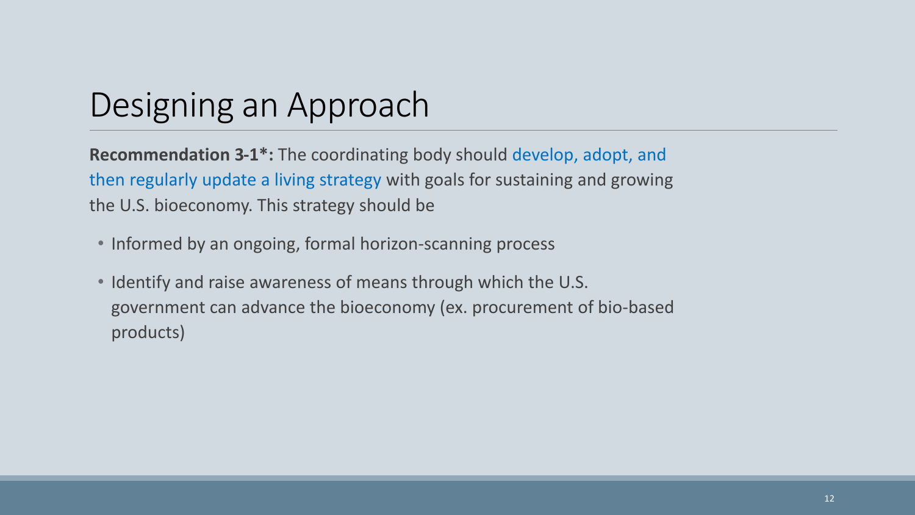# Designing an Approach

**Recommendation 3-1*:** The coordinating body should develop, adopt, and then regularly update a living strategy with goals for sustaining and growing the U.S. bioeconomy. This strategy should be

- Informed by an ongoing, formal horizon-scanning process
- Identify and raise awareness of means through which the U.S. government can advance the bioeconomy (ex. procurement of bio-based products)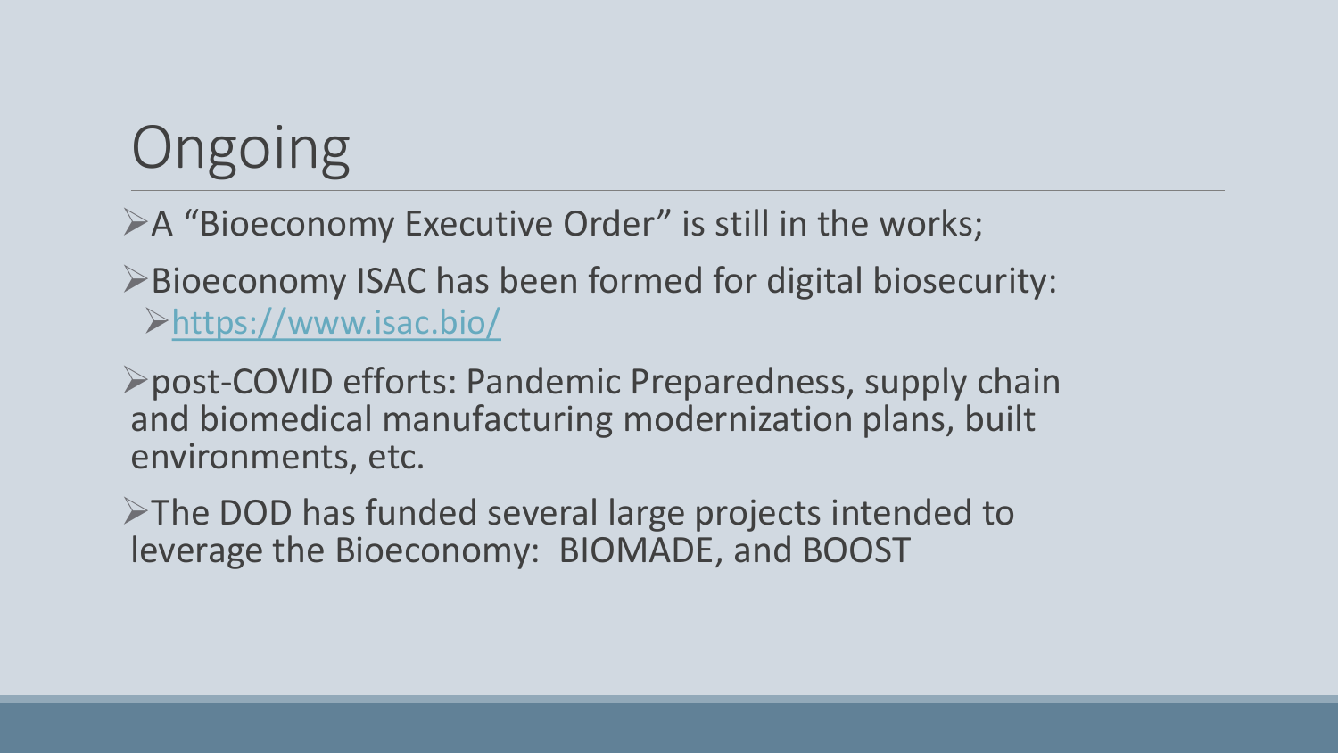# Ongoing

- A “Bioeconomy Executive Order” is still in the works;
- Bioeconomy ISAC has been formed for digital biosecurity:
  - https://www.isac.bio/
- post-COVID efforts: Pandemic Preparedness, supply chain and biomedical manufacturing modernization plans, built environments, etc.
- The DOD has funded several large projects intended to leverage the Bioeconomy:  BIOMADE, and BOOST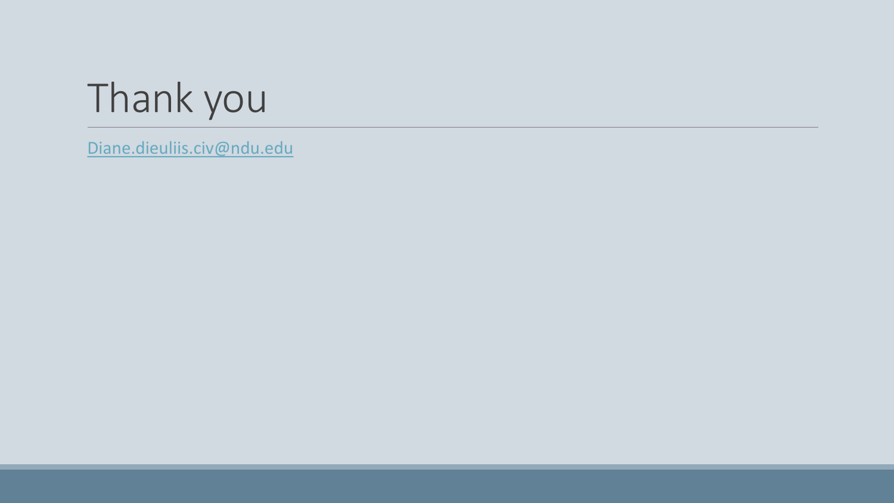# Thank you

Diane.dieuliis.civ@ndu.edu